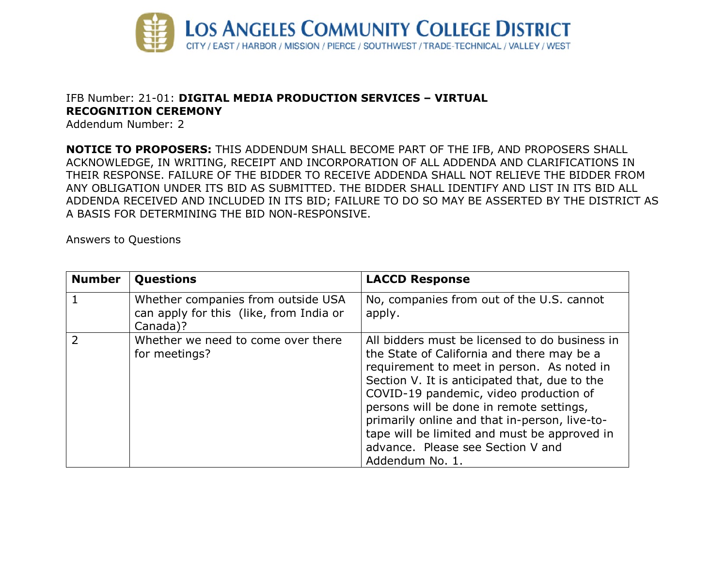# LOS ANGELES COMMUNITY COLLEGE DISTRICT

CITY / EAST / HARBOR / MISSION / PIERCE / SOUTHWEST / TRADE-TECHNICAL / VALLEY / WEST

IFB Number: 21-01: **DIGITAL MEDIA PRODUCTION SERVICES – VIRTUAL RECOGNITION CEREMONY**
Addendum Number: 2

**NOTICE TO PROPOSERS:** THIS ADDENDUM SHALL BECOME PART OF THE IFB, AND PROPOSERS SHALL ACKNOWLEDGE, IN WRITING, RECEIPT AND INCORPORATION OF ALL ADDENDA AND CLARIFICATIONS IN THEIR RESPONSE. FAILURE OF THE BIDDER TO RECEIVE ADDENDA SHALL NOT RELIEVE THE BIDDER FROM ANY OBLIGATION UNDER ITS BID AS SUBMITTED. THE BIDDER SHALL IDENTIFY AND LIST IN ITS BID ALL ADDENDA RECEIVED AND INCLUDED IN ITS BID; FAILURE TO DO SO MAY BE ASSERTED BY THE DISTRICT AS A BASIS FOR DETERMINING THE BID NON-RESPONSIVE.

Answers to Questions

| Number | Questions | LACCD Response |
|---|---|---|
| 1 | Whether companies from outside USA can apply for this (like, from India or Canada)? | No, companies from out of the U.S. cannot apply. |
| 2 | Whether we need to come over there for meetings? | All bidders must be licensed to do business in the State of California and there may be a requirement to meet in person. As noted in Section V. It is anticipated that, due to the COVID-19 pandemic, video production of persons will be done in remote settings, primarily online and that in-person, live-to-tape will be limited and must be approved in advance. Please see Section V and Addendum No. 1. |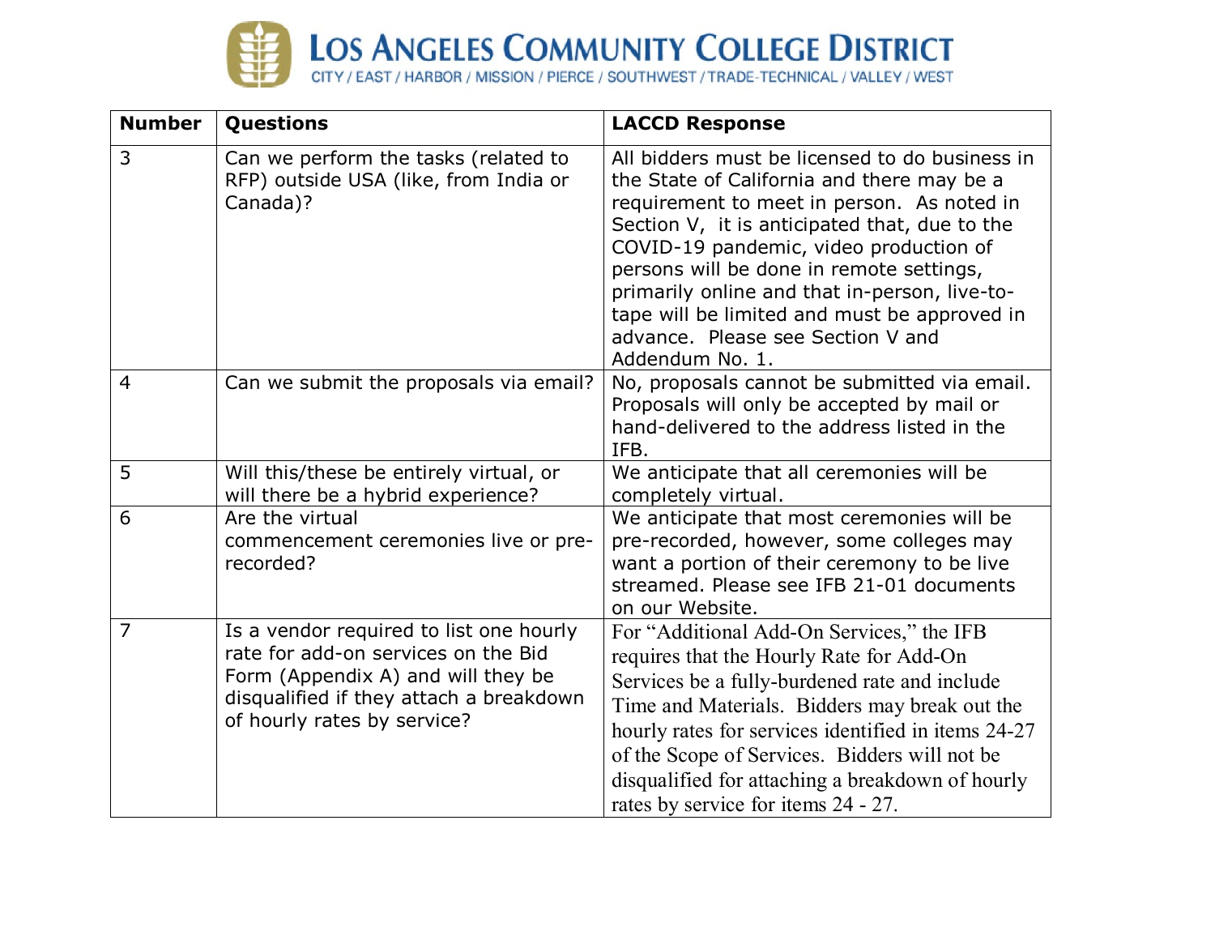# LOS ANGELES COMMUNITY COLLEGE DISTRICT

CITY / EAST / HARBOR / MISSION / PIERCE / SOUTHWEST / TRADE-TECHNICAL / VALLEY / WEST

| Number | Questions | LACCD Response |
|---|---|---|
| 3 | Can we perform the tasks (related to RFP) outside USA (like, from India or Canada)? | All bidders must be licensed to do business in the State of California and there may be a requirement to meet in person. As noted in Section V, it is anticipated that, due to the COVID-19 pandemic, video production of persons will be done in remote settings, primarily online and that in-person, live-to-tape will be limited and must be approved in advance. Please see Section V and Addendum No. 1. |
| 4 | Can we submit the proposals via email? | No, proposals cannot be submitted via email. Proposals will only be accepted by mail or hand-delivered to the address listed in the IFB. |
| 5 | Will this/these be entirely virtual, or will there be a hybrid experience? | We anticipate that all ceremonies will be completely virtual. |
| 6 | Are the virtual commencement ceremonies live or pre-recorded? | We anticipate that most ceremonies will be pre-recorded, however, some colleges may want a portion of their ceremony to be live streamed. Please see IFB 21-01 documents on our Website. |
| 7 | Is a vendor required to list one hourly rate for add-on services on the Bid Form (Appendix A) and will they be disqualified if they attach a breakdown of hourly rates by service? | For "Additional Add-On Services," the IFB requires that the Hourly Rate for Add-On Services be a fully-burdened rate and include Time and Materials. Bidders may break out the hourly rates for services identified in items 24-27 of the Scope of Services. Bidders will not be disqualified for attaching a breakdown of hourly rates by service for items 24 - 27. |